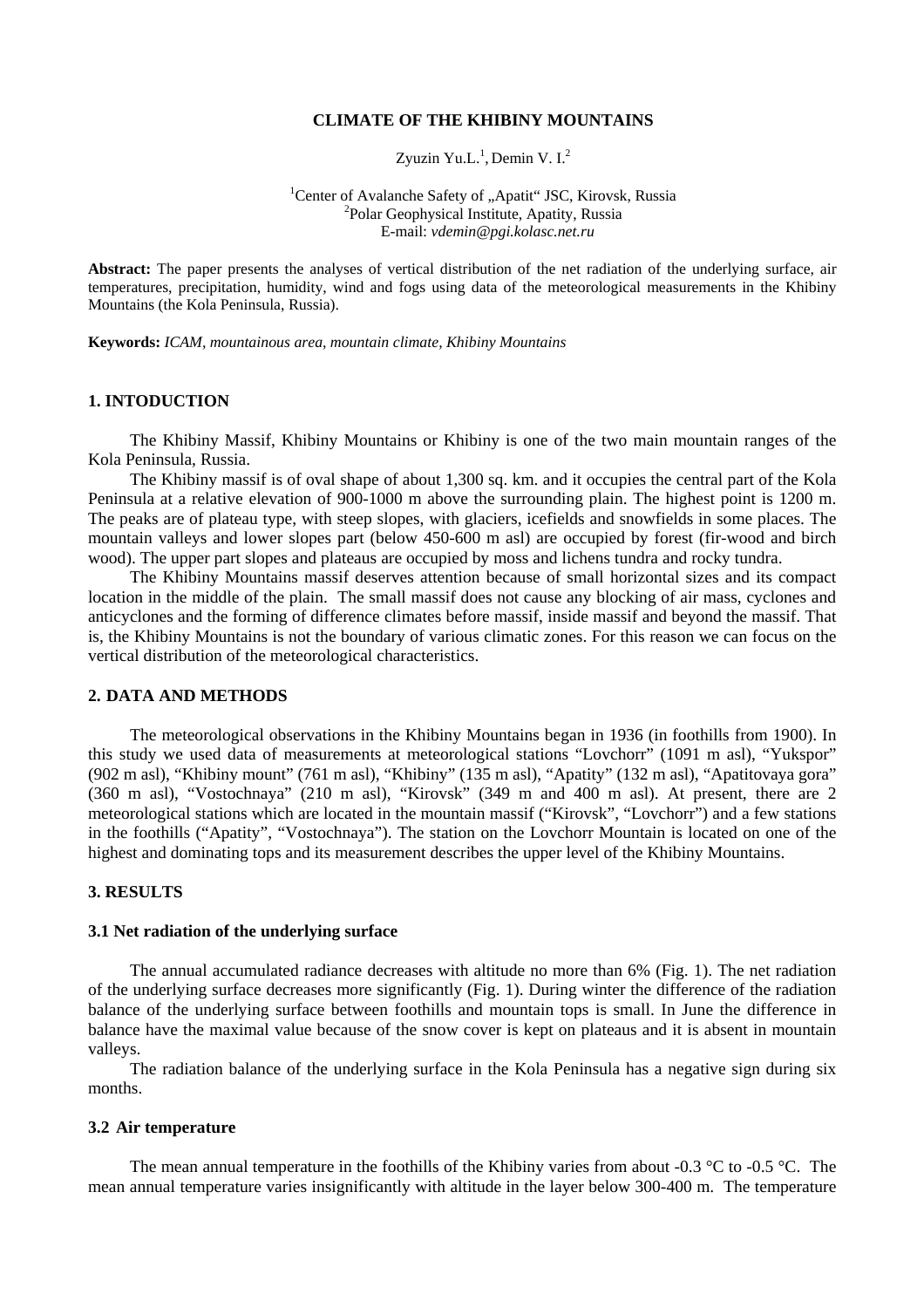# CLIMATE OF THE KHIBINY MOUNTAINS

Zyuzin Yu.L.[1], Demin V. I.[2]

[1]Center of Avalanche Safety of „Apatit“ JSC, Kirovsk, Russia
[2]Polar Geophysical Institute, Apatity, Russia
E-mail: *vdemin@pgi.kolasc.net.ru*

**Abstract:** The paper presents the analyses of vertical distribution of the net radiation of the underlying surface, air temperatures, precipitation, humidity, wind and fogs using data of the meteorological measurements in the Khibiny Mountains (the Kola Peninsula, Russia).

**Keywords:** *ICAM, mountainous area, mountain climate, Khibiny Mountains*

## 1. INTODUCTION

The Khibiny Massif, Khibiny Mountains or Khibiny is one of the two main mountain ranges of the Kola Peninsula, Russia.

The Khibiny massif is of oval shape of about 1,300 sq. km. and it occupies the central part of the Kola Peninsula at a relative elevation of 900-1000 m above the surrounding plain. The highest point is 1200 m. The peaks are of plateau type, with steep slopes, with glaciers, icefields and snowfields in some places. The mountain valleys and lower slopes part (below 450-600 m asl) are occupied by forest (fir-wood and birch wood). The upper part slopes and plateaus are occupied by moss and lichens tundra and rocky tundra.

The Khibiny Mountains massif deserves attention because of small horizontal sizes and its compact location in the middle of the plain. The small massif does not cause any blocking of air mass, cyclones and anticyclones and the forming of difference climates before massif, inside massif and beyond the massif. That is, the Khibiny Mountains is not the boundary of various climatic zones. For this reason we can focus on the vertical distribution of the meteorological characteristics.

## 2. DATA AND METHODS

The meteorological observations in the Khibiny Mountains began in 1936 (in foothills from 1900). In this study we used data of measurements at meteorological stations "Lovchorr" (1091 m asl), "Yukspor" (902 m asl), "Khibiny mount" (761 m asl), "Khibiny" (135 m asl), "Apatity" (132 m asl), "Apatitovaya gora" (360 m asl), "Vostochnaya" (210 m asl), "Kirovsk" (349 m and 400 m asl). At present, there are 2 meteorological stations which are located in the mountain massif ("Kirovsk", "Lovchorr") and a few stations in the foothills ("Apatity", "Vostochnaya"). The station on the Lovchorr Mountain is located on one of the highest and dominating tops and its measurement describes the upper level of the Khibiny Mountains.

## 3. RESULTS

### 3.1 Net radiation of the underlying surface

The annual accumulated radiance decreases with altitude no more than 6% (Fig. 1). The net radiation of the underlying surface decreases more significantly (Fig. 1). During winter the difference of the radiation balance of the underlying surface between foothills and mountain tops is small. In June the difference in balance have the maximal value because of the snow cover is kept on plateaus and it is absent in mountain valleys.

The radiation balance of the underlying surface in the Kola Peninsula has a negative sign during six months.

### 3.2 Air temperature

The mean annual temperature in the foothills of the Khibiny varies from about -0.3 °C to -0.5 °C. The mean annual temperature varies insignificantly with altitude in the layer below 300-400 m. The temperature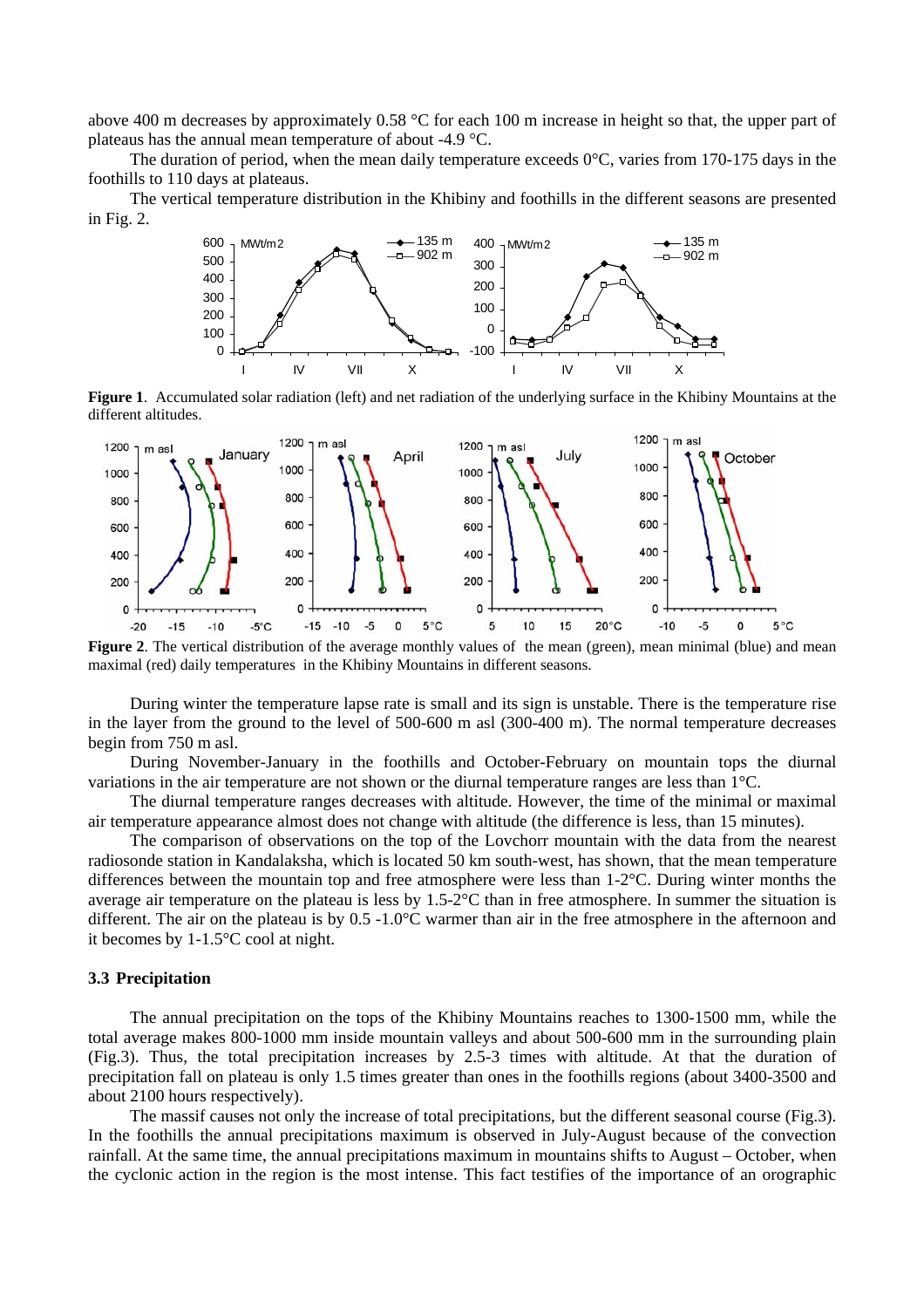above 400 m decreases by approximately 0.58 °C for each 100 m increase in height so that, the upper part of plateaus has the annual mean temperature of about -4.9 °C.

The duration of period, when the mean daily temperature exceeds 0°C, varies from 170-175 days in the foothills to 110 days at plateaus.

The vertical temperature distribution in the Khibiny and foothills in the different seasons are presented in Fig. 2.

**Figure 1**. Accumulated solar radiation (left) and net radiation of the underlying surface in the Khibiny Mountains at the different altitudes.

**Figure 2**. The vertical distribution of the average monthly values of the mean (green), mean minimal (blue) and mean maximal (red) daily temperatures in the Khibiny Mountains in different seasons.

During winter the temperature lapse rate is small and its sign is unstable. There is the temperature rise in the layer from the ground to the level of 500-600 m asl (300-400 m). The normal temperature decreases begin from 750 m asl.

During November-January in the foothills and October-February on mountain tops the diurnal variations in the air temperature are not shown or the diurnal temperature ranges are less than 1°C.

The diurnal temperature ranges decreases with altitude. However, the time of the minimal or maximal air temperature appearance almost does not change with altitude (the difference is less, than 15 minutes).

The comparison of observations on the top of the Lovchorr mountain with the data from the nearest radiosonde station in Kandalaksha, which is located 50 km south-west, has shown, that the mean temperature differences between the mountain top and free atmosphere were less than 1-2°C. During winter months the average air temperature on the plateau is less by 1.5-2°C than in free atmosphere. In summer the situation is different. The air on the plateau is by 0.5 -1.0°C warmer than air in the free atmosphere in the afternoon and it becomes by 1-1.5°C cool at night.

### 3.3 Precipitation

The annual precipitation on the tops of the Khibiny Mountains reaches to 1300-1500 mm, while the total average makes 800-1000 mm inside mountain valleys and about 500-600 mm in the surrounding plain (Fig.3). Thus, the total precipitation increases by 2.5-3 times with altitude. At that the duration of precipitation fall on plateau is only 1.5 times greater than ones in the foothills regions (about 3400-3500 and about 2100 hours respectively).

The massif causes not only the increase of total precipitations, but the different seasonal course (Fig.3). In the foothills the annual precipitations maximum is observed in July-August because of the convection rainfall. At the same time, the annual precipitations maximum in mountains shifts to August – October, when the cyclonic action in the region is the most intense. This fact testifies of the importance of an orographic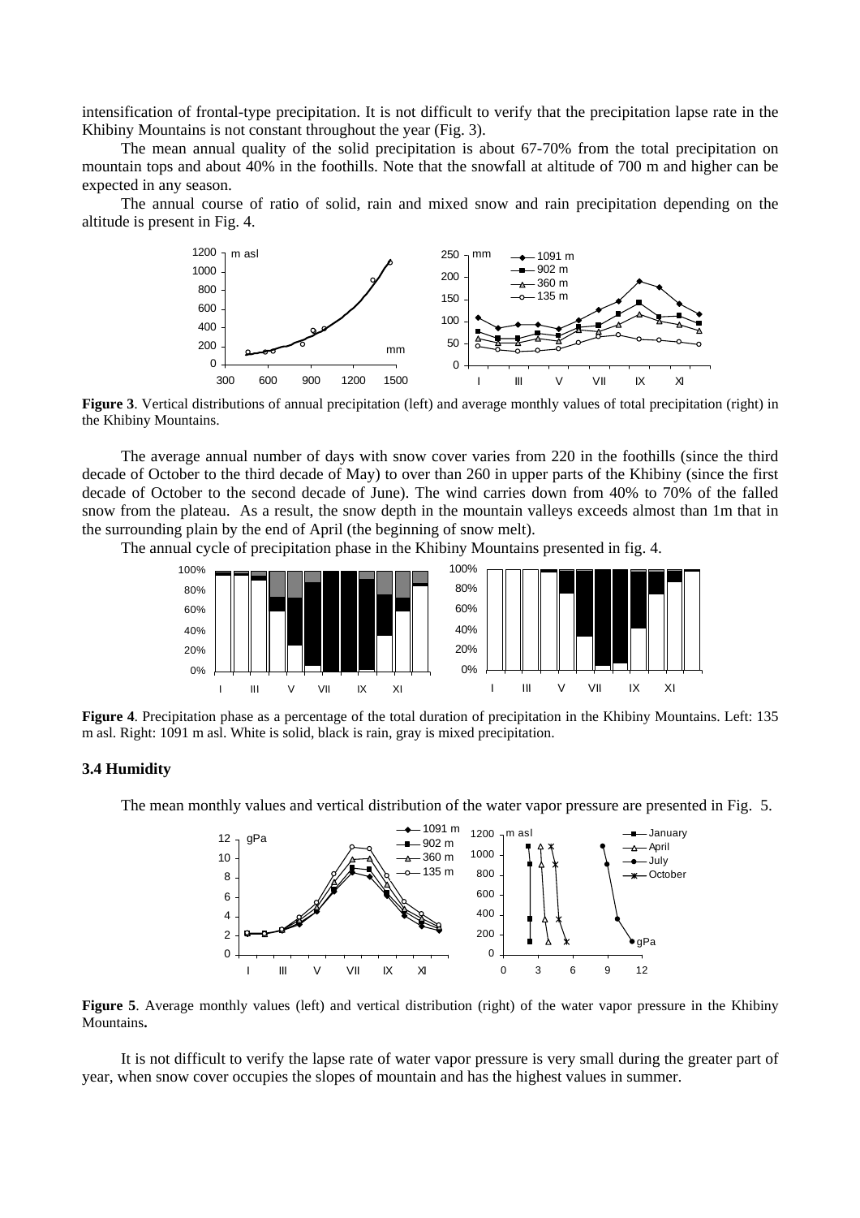intensification of frontal-type precipitation. It is not difficult to verify that the precipitation lapse rate in the Khibiny Mountains is not constant throughout the year (Fig. 3).

The mean annual quality of the solid precipitation is about 67-70% from the total precipitation on mountain tops and about 40% in the foothills. Note that the snowfall at altitude of 700 m and higher can be expected in any season.

The annual course of ratio of solid, rain and mixed snow and rain precipitation depending on the altitude is present in Fig. 4.

**Figure 3**. Vertical distributions of annual precipitation (left) and average monthly values of total precipitation (right) in the Khibiny Mountains.

The average annual number of days with snow cover varies from 220 in the foothills (since the third decade of October to the third decade of May) to over than 260 in upper parts of the Khibiny (since the first decade of October to the second decade of June). The wind carries down from 40% to 70% of the falled snow from the plateau. As a result, the snow depth in the mountain valleys exceeds almost than 1m that in the surrounding plain by the end of April (the beginning of snow melt).

The annual cycle of precipitation phase in the Khibiny Mountains presented in fig. 4.

**Figure 4**. Precipitation phase as a percentage of the total duration of precipitation in the Khibiny Mountains. Left: 135 m asl. Right: 1091 m asl. White is solid, black is rain, gray is mixed precipitation.

### 3.4 Humidity

The mean monthly values and vertical distribution of the water vapor pressure are presented in Fig. 5.

**Figure 5**. Average monthly values (left) and vertical distribution (right) of the water vapor pressure in the Khibiny Mountains**.**

It is not difficult to verify the lapse rate of water vapor pressure is very small during the greater part of year, when snow cover occupies the slopes of mountain and has the highest values in summer.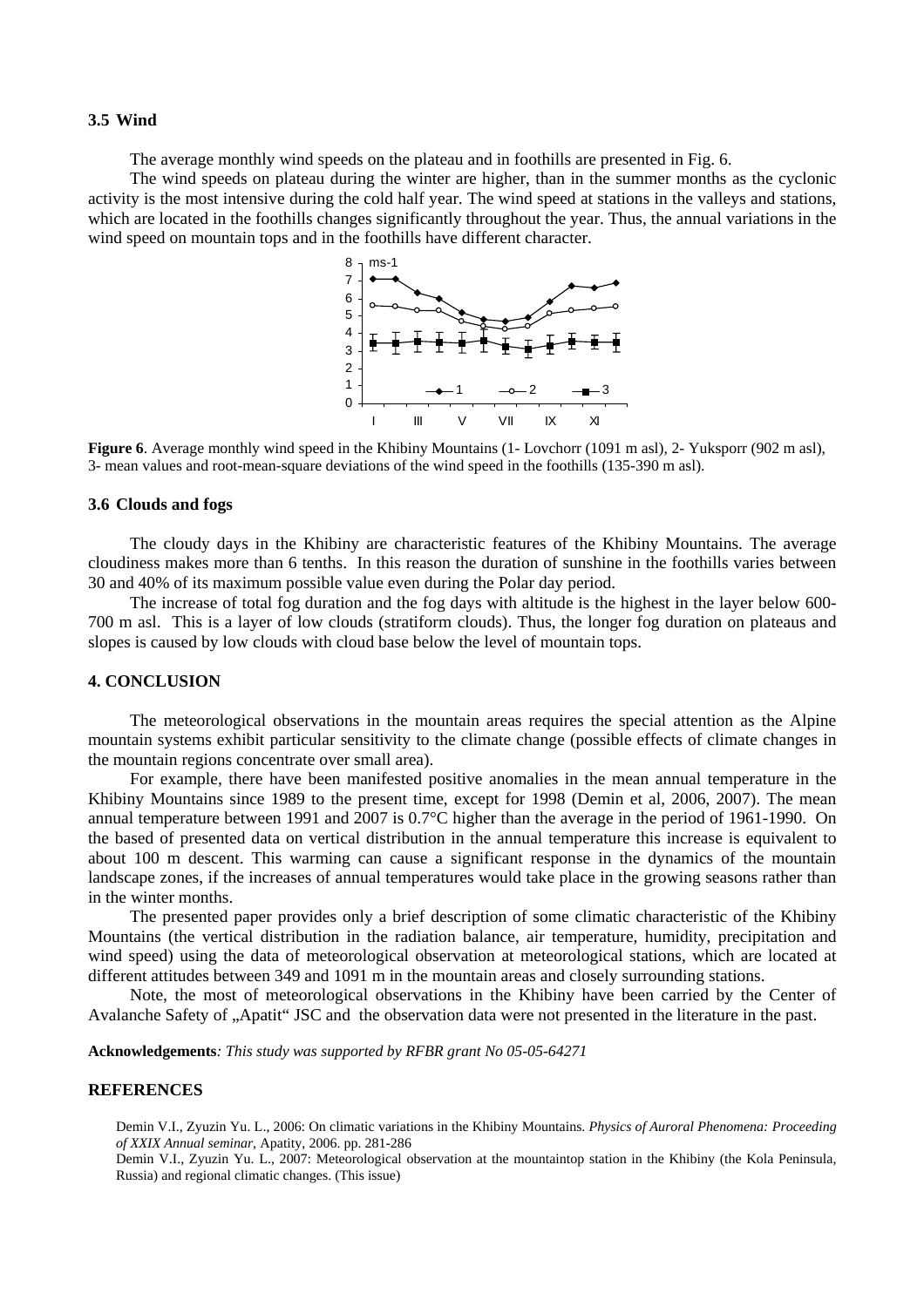### 3.5 Wind

The average monthly wind speeds on the plateau and in foothills are presented in Fig. 6.

The wind speeds on plateau during the winter are higher, than in the summer months as the cyclonic activity is the most intensive during the cold half year. The wind speed at stations in the valleys and stations, which are located in the foothills changes significantly throughout the year. Thus, the annual variations in the wind speed on mountain tops and in the foothills have different character.

8
7
6
5
4
3
2
1
0
ms-1
1
2
3
I
III
V
VII
IX
XI

**Figure 6**. Average monthly wind speed in the Khibiny Mountains (1- Lovchorr (1091 m asl), 2- Yuksporr (902 m asl), 3- mean values and root-mean-square deviations of the wind speed in the foothills (135-390 m asl).

### 3.6 Clouds and fogs

The cloudy days in the Khibiny are characteristic features of the Khibiny Mountains. The average cloudiness makes more than 6 tenths. In this reason the duration of sunshine in the foothills varies between 30 and 40% of its maximum possible value even during the Polar day period.

The increase of total fog duration and the fog days with altitude is the highest in the layer below 600-700 m asl. This is a layer of low clouds (stratiform clouds). Thus, the longer fog duration on plateaus and slopes is caused by low clouds with cloud base below the level of mountain tops.

## 4. CONCLUSION

The meteorological observations in the mountain areas requires the special attention as the Alpine mountain systems exhibit particular sensitivity to the climate change (possible effects of climate changes in the mountain regions concentrate over small area).

For example, there have been manifested positive anomalies in the mean annual temperature in the Khibiny Mountains since 1989 to the present time, except for 1998 (Demin et al, 2006, 2007). The mean annual temperature between 1991 and 2007 is 0.7°C higher than the average in the period of 1961-1990. On the based of presented data on vertical distribution in the annual temperature this increase is equivalent to about 100 m descent. This warming can cause a significant response in the dynamics of the mountain landscape zones, if the increases of annual temperatures would take place in the growing seasons rather than in the winter months.

The presented paper provides only a brief description of some climatic characteristic of the Khibiny Mountains (the vertical distribution in the radiation balance, air temperature, humidity, precipitation and wind speed) using the data of meteorological observation at meteorological stations, which are located at different attitudes between 349 and 1091 m in the mountain areas and closely surrounding stations.

Note, the most of meteorological observations in the Khibiny have been carried by the Center of Avalanche Safety of „Apatit“ JSC and the observation data were not presented in the literature in the past.

**Acknowledgements***: This study was supported by RFBR grant No 05-05-64271*

## REFERENCES

Demin V.I., Zyuzin Yu. L., 2006: On climatic variations in the Khibiny Mountains. *Physics of Auroral Phenomena: Proceeding of XXIX Annual seminar*, Apatity, 2006. pp. 281-286

Demin V.I., Zyuzin Yu. L., 2007: Meteorological observation at the mountaintop station in the Khibiny (the Kola Peninsula, Russia) and regional climatic changes. (This issue)